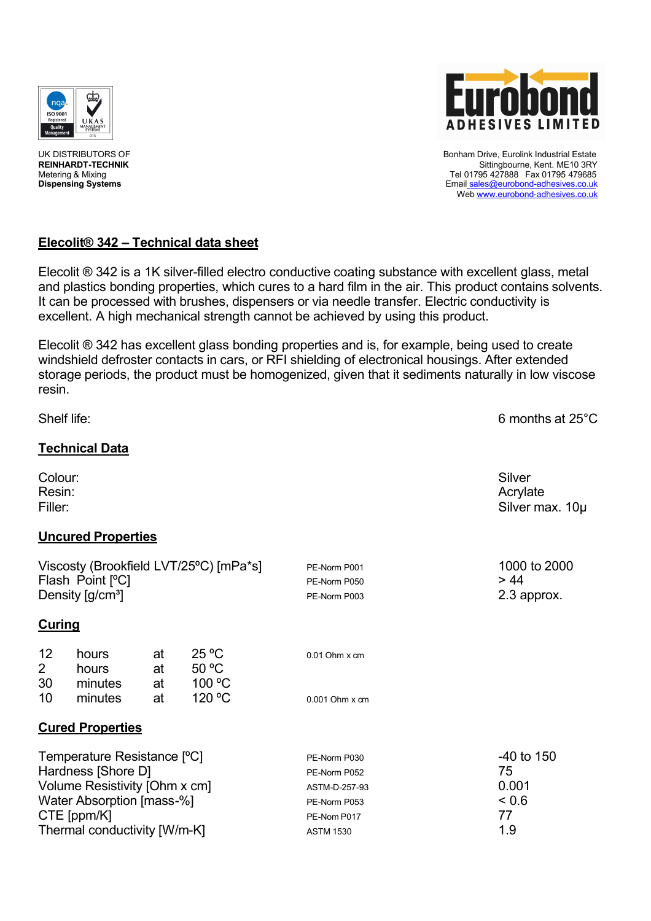UK DISTRIBUTORS OF
**REINHARDT-TECHNIK**
Metering & Mixing
**Dispensing Systems**

Bonham Drive, Eurolink Industrial Estate
Sittingbourne, Kent. ME10 3RY
Tel 01795 427888  Fax 01795 479685
Email sales@eurobond-adhesives.co.uk
Web www.eurobond-adhesives.co.uk

## Elecolit® 342 – Technical data sheet

Elecolit ® 342 is a 1K silver-filled electro conductive coating substance with excellent glass, metal and plastics bonding properties, which cures to a hard film in the air. This product contains solvents. It can be processed with brushes, dispensers or via needle transfer. Electric conductivity is excellent. A high mechanical strength cannot be achieved by using this product.

Elecolit ® 342 has excellent glass bonding properties and is, for example, being used to create windshield defroster contacts in cars, or RFI shielding of electronical housings. After extended storage periods, the product must be homogenized, given that it sediments naturally in low viscose resin.

Shelf life: 6 months at 25°C

## Technical Data

| | |
|---|---|
| Colour: | Silver |
| Resin: | Acrylate |
| Filler: | Silver max. 10µ |

## Uncured Properties

| | | |
|---|---|---|
| Viscosty (Brookfield LVT/25ºC) [mPa*s] | PE-Norm P001 | 1000 to 2000 |
| Flash Point [ºC] | PE-Norm P050 | > 44 |
| Density [g/cm³] | PE-Norm P003 | 2.3 approx. |

## Curing

| | | | | |
|---|---|---|---|---|
| 12 | hours | at | 25 ºC | 0.01 Ohm x cm |
| 2 | hours | at | 50 ºC | |
| 30 | minutes | at | 100 ºC | |
| 10 | minutes | at | 120 ºC | 0.001 Ohm x cm |

## Cured Properties

| | | |
|---|---|---|
| Temperature Resistance [ºC] | PE-Norm P030 | -40 to 150 |
| Hardness [Shore D] | PE-Norm P052 | 75 |
| Volume Resistivity [Ohm x cm] | ASTM-D-257-93 | 0.001 |
| Water Absorption [mass-%] | PE-Norm P053 | < 0.6 |
| CTE [ppm/K] | PE-Nom P017 | 77 |
| Thermal conductivity [W/m-K] | ASTM 1530 | 1.9 |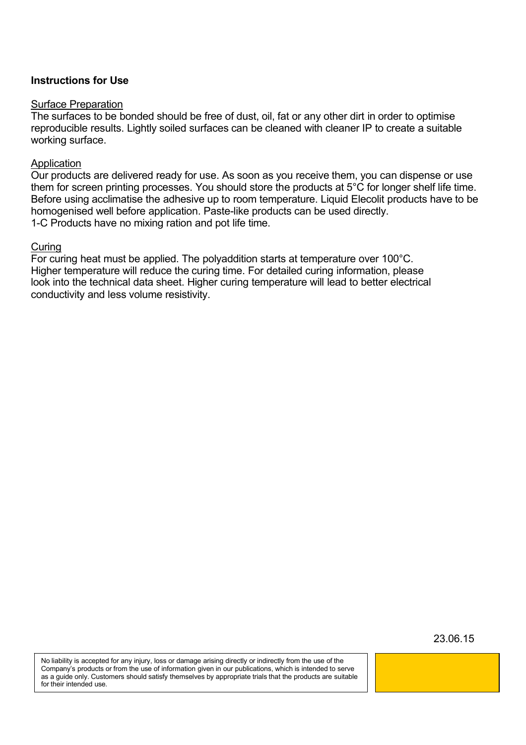**Instructions for Use**

Surface Preparation
The surfaces to be bonded should be free of dust, oil, fat or any other dirt in order to optimise reproducible results. Lightly soiled surfaces can be cleaned with cleaner IP to create a suitable working surface.

Application
Our products are delivered ready for use. As soon as you receive them, you can dispense or use them for screen printing processes. You should store the products at 5°C for longer shelf life time. Before using acclimatise the adhesive up to room temperature. Liquid Elecolit products have to be homogenised well before application. Paste-like products can be used directly.
1-C Products have no mixing ration and pot life time.

Curing
For curing heat must be applied. The polyaddition starts at temperature over 100°C.
Higher temperature will reduce the curing time. For detailed curing information, please look into the technical data sheet. Higher curing temperature will lead to better electrical conductivity and less volume resistivity.

23.06.15

No liability is accepted for any injury, loss or damage arising directly or indirectly from the use of the Company's products or from the use of information given in our publications, which is intended to serve as a guide only. Customers should satisfy themselves by appropriate trials that the products are suitable for their intended use.